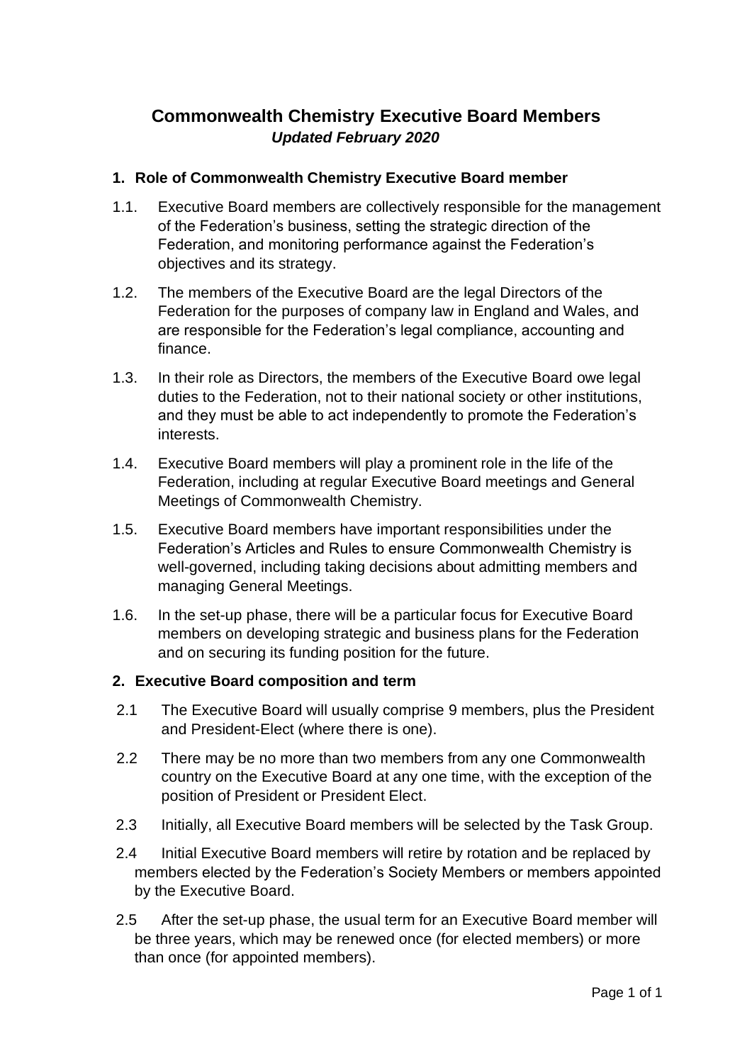# Commonwealth Chemistry Executive Board Members

***Updated February 2020***

## 1. Role of Commonwealth Chemistry Executive Board member

1.1. Executive Board members are collectively responsible for the management of the Federation's business, setting the strategic direction of the Federation, and monitoring performance against the Federation's objectives and its strategy.

1.2. The members of the Executive Board are the legal Directors of the Federation for the purposes of company law in England and Wales, and are responsible for the Federation's legal compliance, accounting and finance.

1.3. In their role as Directors, the members of the Executive Board owe legal duties to the Federation, not to their national society or other institutions, and they must be able to act independently to promote the Federation's interests.

1.4. Executive Board members will play a prominent role in the life of the Federation, including at regular Executive Board meetings and General Meetings of Commonwealth Chemistry.

1.5. Executive Board members have important responsibilities under the Federation's Articles and Rules to ensure Commonwealth Chemistry is well-governed, including taking decisions about admitting members and managing General Meetings.

1.6. In the set-up phase, there will be a particular focus for Executive Board members on developing strategic and business plans for the Federation and on securing its funding position for the future.

## 2. Executive Board composition and term

2.1 The Executive Board will usually comprise 9 members, plus the President and President-Elect (where there is one).

2.2 There may be no more than two members from any one Commonwealth country on the Executive Board at any one time, with the exception of the position of President or President Elect.

2.3 Initially, all Executive Board members will be selected by the Task Group.

2.4 Initial Executive Board members will retire by rotation and be replaced by members elected by the Federation's Society Members or members appointed by the Executive Board.

2.5 After the set-up phase, the usual term for an Executive Board member will be three years, which may be renewed once (for elected members) or more than once (for appointed members).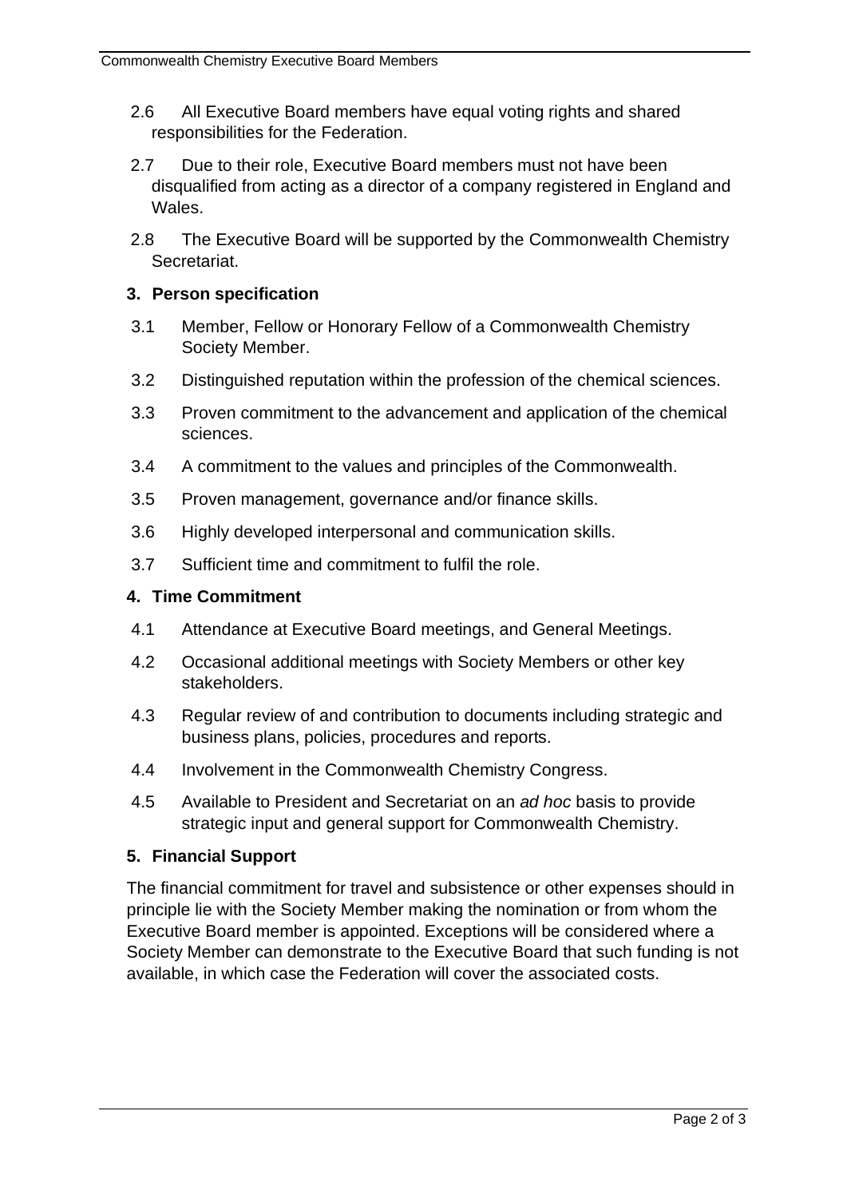2.6 All Executive Board members have equal voting rights and shared responsibilities for the Federation.

2.7 Due to their role, Executive Board members must not have been disqualified from acting as a director of a company registered in England and Wales.

2.8 The Executive Board will be supported by the Commonwealth Chemistry Secretariat.

## 3. Person specification

3.1 Member, Fellow or Honorary Fellow of a Commonwealth Chemistry Society Member.

3.2 Distinguished reputation within the profession of the chemical sciences.

3.3 Proven commitment to the advancement and application of the chemical sciences.

3.4 A commitment to the values and principles of the Commonwealth.

3.5 Proven management, governance and/or finance skills.

3.6 Highly developed interpersonal and communication skills.

3.7 Sufficient time and commitment to fulfil the role.

## 4. Time Commitment

4.1 Attendance at Executive Board meetings, and General Meetings.

4.2 Occasional additional meetings with Society Members or other key stakeholders.

4.3 Regular review of and contribution to documents including strategic and business plans, policies, procedures and reports.

4.4 Involvement in the Commonwealth Chemistry Congress.

4.5 Available to President and Secretariat on an *ad hoc* basis to provide strategic input and general support for Commonwealth Chemistry.

## 5. Financial Support

The financial commitment for travel and subsistence or other expenses should in principle lie with the Society Member making the nomination or from whom the Executive Board member is appointed. Exceptions will be considered where a Society Member can demonstrate to the Executive Board that such funding is not available, in which case the Federation will cover the associated costs.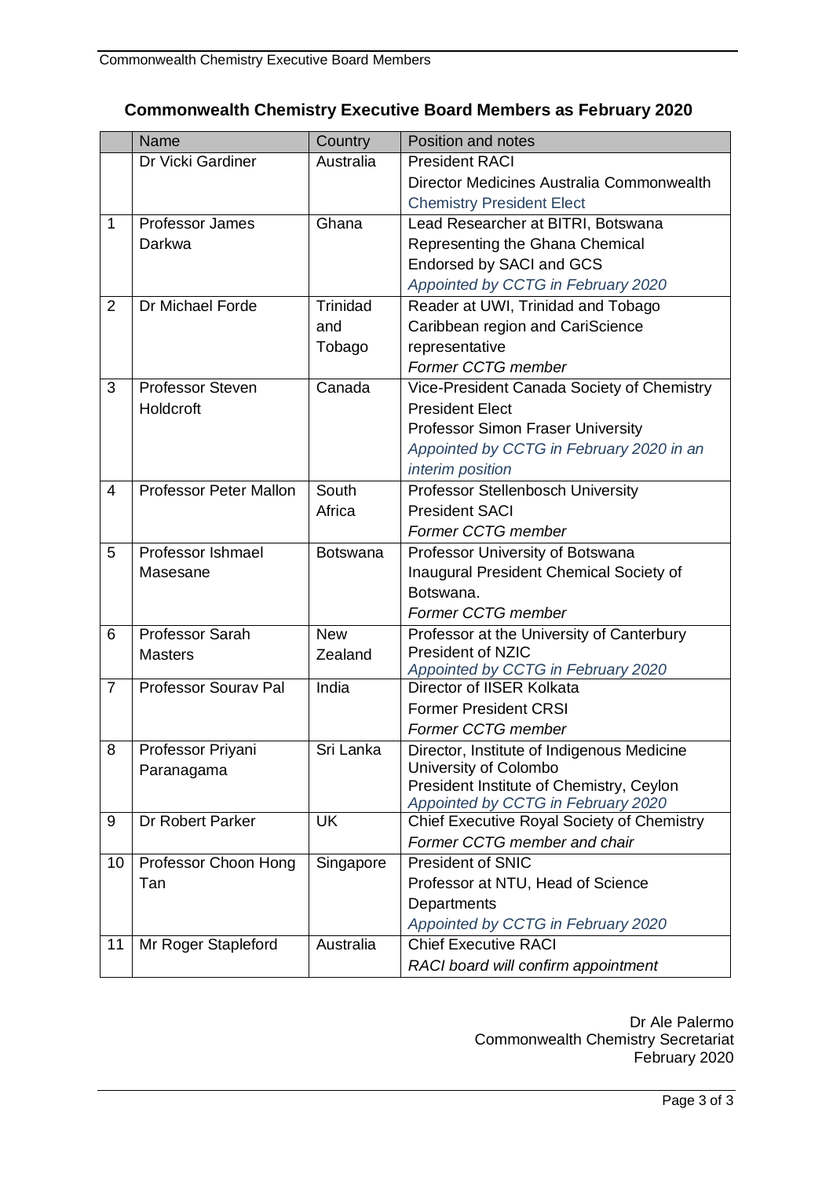## Commonwealth Chemistry Executive Board Members as February 2020

| | Name | Country | Position and notes |
|---|---|---|---|
| | Dr Vicki Gardiner | Australia | President RACI<br>Director Medicines Australia Commonwealth Chemistry President Elect |
| 1 | Professor James Darkwa | Ghana | Lead Researcher at BITRI, Botswana<br>Representing the Ghana Chemical<br>Endorsed by SACI and GCS<br>*Appointed by CCTG in February 2020* |
| 2 | Dr Michael Forde | Trinidad and Tobago | Reader at UWI, Trinidad and Tobago<br>Caribbean region and CariScience representative<br>*Former CCTG member* |
| 3 | Professor Steven Holdcroft | Canada | Vice-President Canada Society of Chemistry<br>President Elect<br>Professor Simon Fraser University<br>*Appointed by CCTG in February 2020 in an interim position* |
| 4 | Professor Peter Mallon | South Africa | Professor Stellenbosch University<br>President SACI<br>*Former CCTG member* |
| 5 | Professor Ishmael Masesane | Botswana | Professor University of Botswana<br>Inaugural President Chemical Society of Botswana.<br>*Former CCTG member* |
| 6 | Professor Sarah Masters | New Zealand | Professor at the University of Canterbury<br>President of NZIC<br>*Appointed by CCTG in February 2020* |
| 7 | Professor Sourav Pal | India | Director of IISER Kolkata<br>Former President CRSI<br>*Former CCTG member* |
| 8 | Professor Priyani Paranagama | Sri Lanka | Director, Institute of Indigenous Medicine University of Colombo<br>President Institute of Chemistry, Ceylon<br>*Appointed by CCTG in February 2020* |
| 9 | Dr Robert Parker | UK | Chief Executive Royal Society of Chemistry<br>*Former CCTG member and chair* |
| 10 | Professor Choon Hong Tan | Singapore | President of SNIC<br>Professor at NTU, Head of Science Departments<br>*Appointed by CCTG in February 2020* |
| 11 | Mr Roger Stapleford | Australia | Chief Executive RACI<br>*RACI board will confirm appointment* |

Dr Ale Palermo
Commonwealth Chemistry Secretariat
February 2020